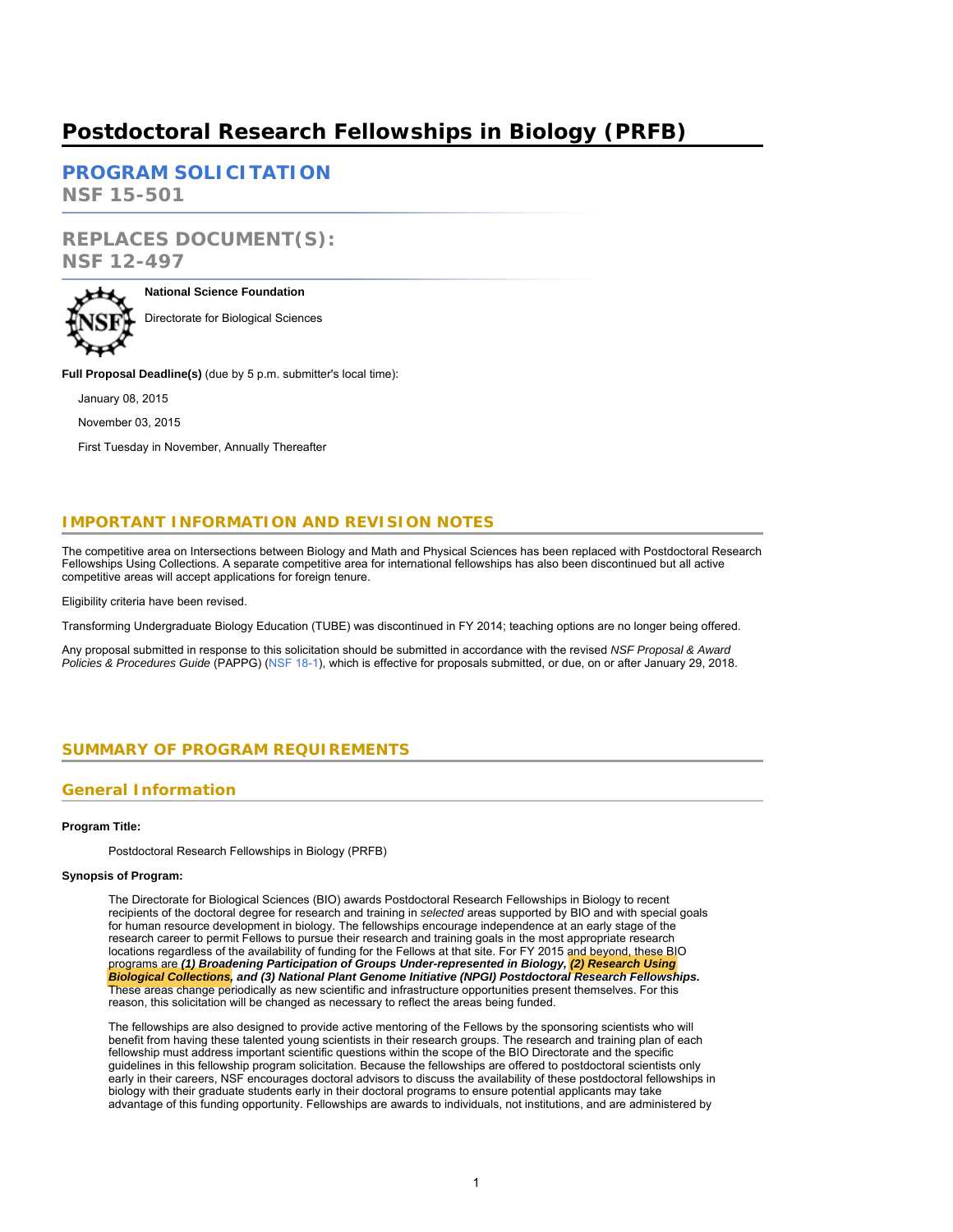# Postdoctoral Research Fellowships in Biology (PRFB)

## PROGRAM SOLICITATION
**NSF 15-501**

## REPLACES DOCUMENT(S):
**NSF 12-497**

**National Science Foundation**

Directorate for Biological Sciences

**Full Proposal Deadline(s)** (due by 5 p.m. submitter's local time):

January 08, 2015

November 03, 2015

First Tuesday in November, Annually Thereafter

## IMPORTANT INFORMATION AND REVISION NOTES

The competitive area on Intersections between Biology and Math and Physical Sciences has been replaced with Postdoctoral Research Fellowships Using Collections. A separate competitive area for international fellowships has also been discontinued but all active competitive areas will accept applications for foreign tenure.

Eligibility criteria have been revised.

Transforming Undergraduate Biology Education (TUBE) was discontinued in FY 2014; teaching options are no longer being offered.

Any proposal submitted in response to this solicitation should be submitted in accordance with the revised *NSF Proposal & Award Policies & Procedures Guide* (PAPPG) (NSF 18-1), which is effective for proposals submitted, or due, on or after January 29, 2018.

## SUMMARY OF PROGRAM REQUIREMENTS

### General Information

**Program Title:**

Postdoctoral Research Fellowships in Biology (PRFB)

**Synopsis of Program:**

The Directorate for Biological Sciences (BIO) awards Postdoctoral Research Fellowships in Biology to recent recipients of the doctoral degree for research and training in *selected* areas supported by BIO and with special goals for human resource development in biology. The fellowships encourage independence at an early stage of the research career to permit Fellows to pursue their research and training goals in the most appropriate research locations regardless of the availability of funding for the Fellows at that site. For FY 2015 and beyond, these BIO programs are ***(1) Broadening Participation of Groups Under-represented in Biology, (2) Research Using Biological Collections, and (3) National Plant Genome Initiative (NPGI) Postdoctoral Research Fellowships.*** These areas change periodically as new scientific and infrastructure opportunities present themselves. For this reason, this solicitation will be changed as necessary to reflect the areas being funded.

The fellowships are also designed to provide active mentoring of the Fellows by the sponsoring scientists who will benefit from having these talented young scientists in their research groups. The research and training plan of each fellowship must address important scientific questions within the scope of the BIO Directorate and the specific guidelines in this fellowship program solicitation. Because the fellowships are offered to postdoctoral scientists only early in their careers, NSF encourages doctoral advisors to discuss the availability of these postdoctoral fellowships in biology with their graduate students early in their doctoral programs to ensure potential applicants may take advantage of this funding opportunity. Fellowships are awards to individuals, not institutions, and are administered by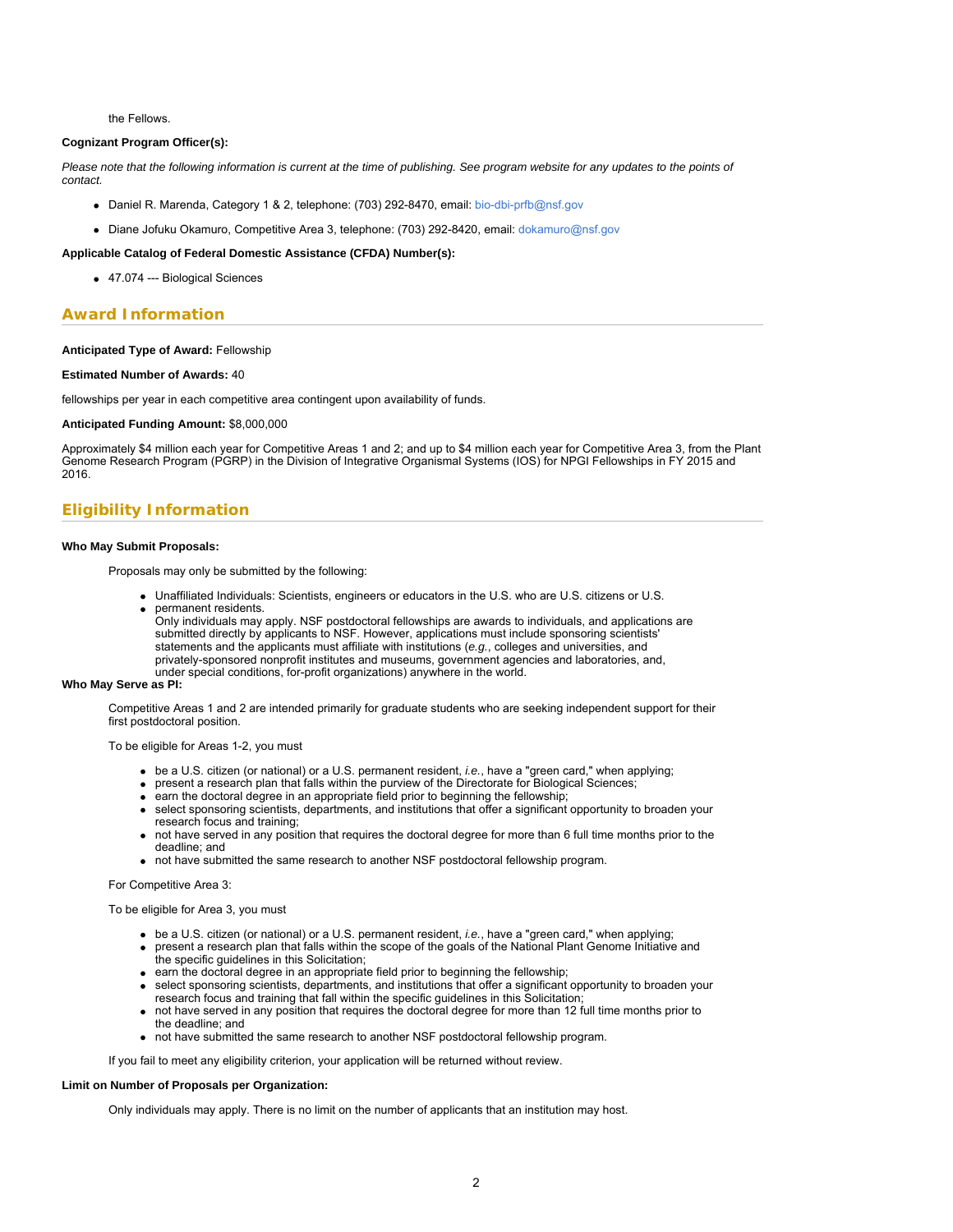the Fellows.

**Cognizant Program Officer(s):**

*Please note that the following information is current at the time of publishing. See program website for any updates to the points of contact.*

- Daniel R. Marenda, Category 1 & 2, telephone: (703) 292-8470, email: bio-dbi-prfb@nsf.gov
- Diane Jofuku Okamuro, Competitive Area 3, telephone: (703) 292-8420, email: dokamuro@nsf.gov

**Applicable Catalog of Federal Domestic Assistance (CFDA) Number(s):**

- 47.074 --- Biological Sciences

## Award Information

**Anticipated Type of Award:** Fellowship

**Estimated Number of Awards:** 40

fellowships per year in each competitive area contingent upon availability of funds.

**Anticipated Funding Amount:** $8,000,000

Approximately $4 million each year for Competitive Areas 1 and 2; and up to $4 million each year for Competitive Area 3, from the Plant Genome Research Program (PGRP) in the Division of Integrative Organismal Systems (IOS) for NPGI Fellowships in FY 2015 and 2016.

## Eligibility Information

**Who May Submit Proposals:**

Proposals may only be submitted by the following:

- Unaffiliated Individuals: Scientists, engineers or educators in the U.S. who are U.S. citizens or U.S.
- permanent residents.
  Only individuals may apply. NSF postdoctoral fellowships are awards to individuals, and applications are submitted directly by applicants to NSF. However, applications must include sponsoring scientists' statements and the applicants must affiliate with institutions (*e.g.*, colleges and universities, and privately-sponsored nonprofit institutes and museums, government agencies and laboratories, and, under special conditions, for-profit organizations) anywhere in the world.

**Who May Serve as PI:**

Competitive Areas 1 and 2 are intended primarily for graduate students who are seeking independent support for their first postdoctoral position.

To be eligible for Areas 1-2, you must

- be a U.S. citizen (or national) or a U.S. permanent resident, *i.e.*, have a "green card," when applying;
- present a research plan that falls within the purview of the Directorate for Biological Sciences;
- earn the doctoral degree in an appropriate field prior to beginning the fellowship;
- select sponsoring scientists, departments, and institutions that offer a significant opportunity to broaden your research focus and training;
- not have served in any position that requires the doctoral degree for more than 6 full time months prior to the deadline; and
- not have submitted the same research to another NSF postdoctoral fellowship program.

For Competitive Area 3:

To be eligible for Area 3, you must

- be a U.S. citizen (or national) or a U.S. permanent resident, *i.e.*, have a "green card," when applying;
- present a research plan that falls within the scope of the goals of the National Plant Genome Initiative and the specific guidelines in this Solicitation;
- earn the doctoral degree in an appropriate field prior to beginning the fellowship;
- select sponsoring scientists, departments, and institutions that offer a significant opportunity to broaden your research focus and training that fall within the specific guidelines in this Solicitation;
- not have served in any position that requires the doctoral degree for more than 12 full time months prior to the deadline; and
- not have submitted the same research to another NSF postdoctoral fellowship program.

If you fail to meet any eligibility criterion, your application will be returned without review.

**Limit on Number of Proposals per Organization:**

Only individuals may apply. There is no limit on the number of applicants that an institution may host.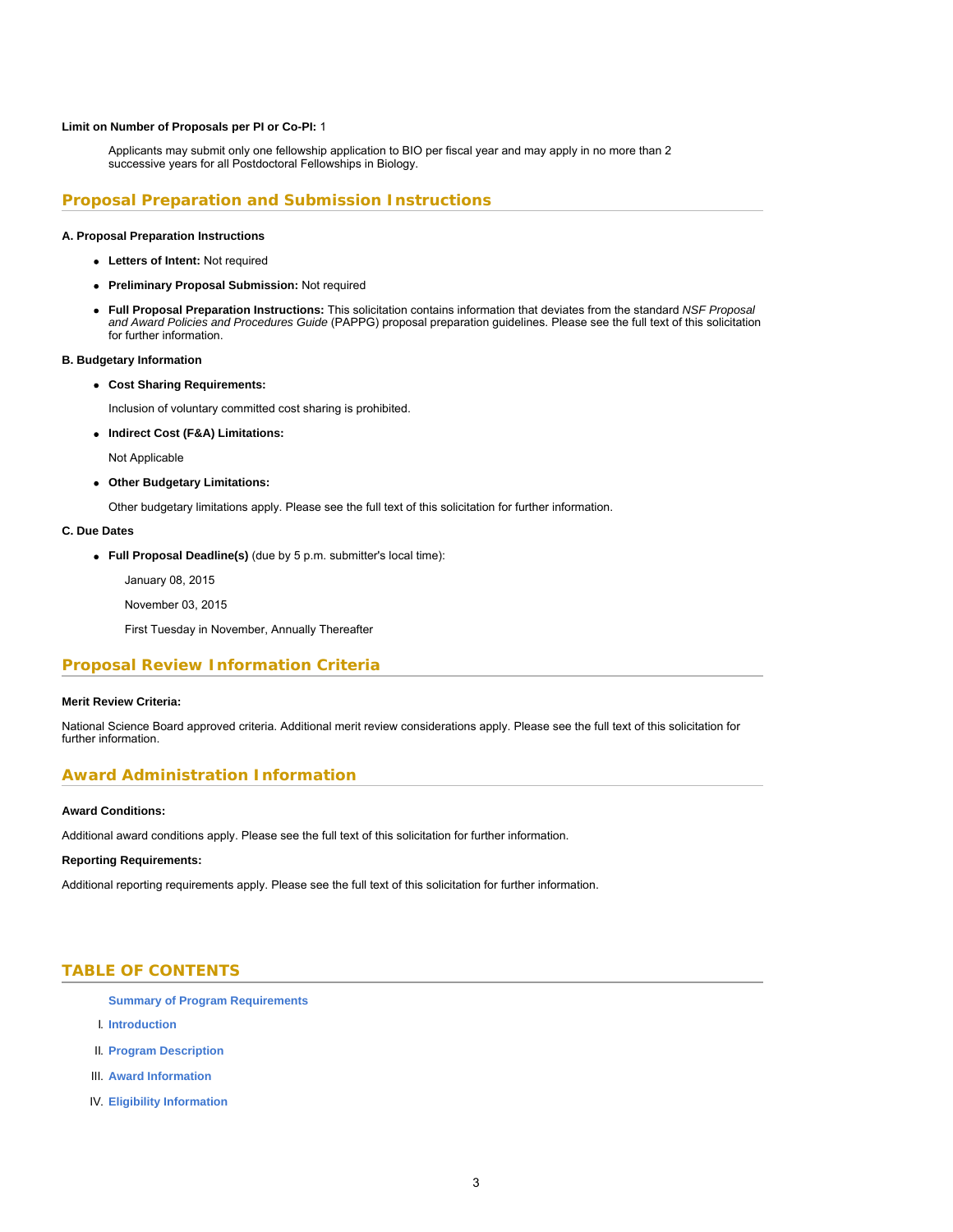**Limit on Number of Proposals per PI or Co-PI:** 1

Applicants may submit only one fellowship application to BIO per fiscal year and may apply in no more than 2 successive years for all Postdoctoral Fellowships in Biology.

## Proposal Preparation and Submission Instructions

**A. Proposal Preparation Instructions**

- **Letters of Intent:** Not required
- **Preliminary Proposal Submission:** Not required
- **Full Proposal Preparation Instructions:** This solicitation contains information that deviates from the standard *NSF Proposal and Award Policies and Procedures Guide* (PAPPG) proposal preparation guidelines. Please see the full text of this solicitation for further information.

**B. Budgetary Information**

- **Cost Sharing Requirements:**

  Inclusion of voluntary committed cost sharing is prohibited.

- **Indirect Cost (F&A) Limitations:**

  Not Applicable

- **Other Budgetary Limitations:**

  Other budgetary limitations apply. Please see the full text of this solicitation for further information.

**C. Due Dates**

- **Full Proposal Deadline(s)** (due by 5 p.m. submitter's local time):

  January 08, 2015

  November 03, 2015

  First Tuesday in November, Annually Thereafter

## Proposal Review Information Criteria

**Merit Review Criteria:**

National Science Board approved criteria. Additional merit review considerations apply. Please see the full text of this solicitation for further information.

## Award Administration Information

**Award Conditions:**

Additional award conditions apply. Please see the full text of this solicitation for further information.

**Reporting Requirements:**

Additional reporting requirements apply. Please see the full text of this solicitation for further information.

## TABLE OF CONTENTS

**Summary of Program Requirements**

I. **Introduction**

II. **Program Description**

III. **Award Information**

IV. **Eligibility Information**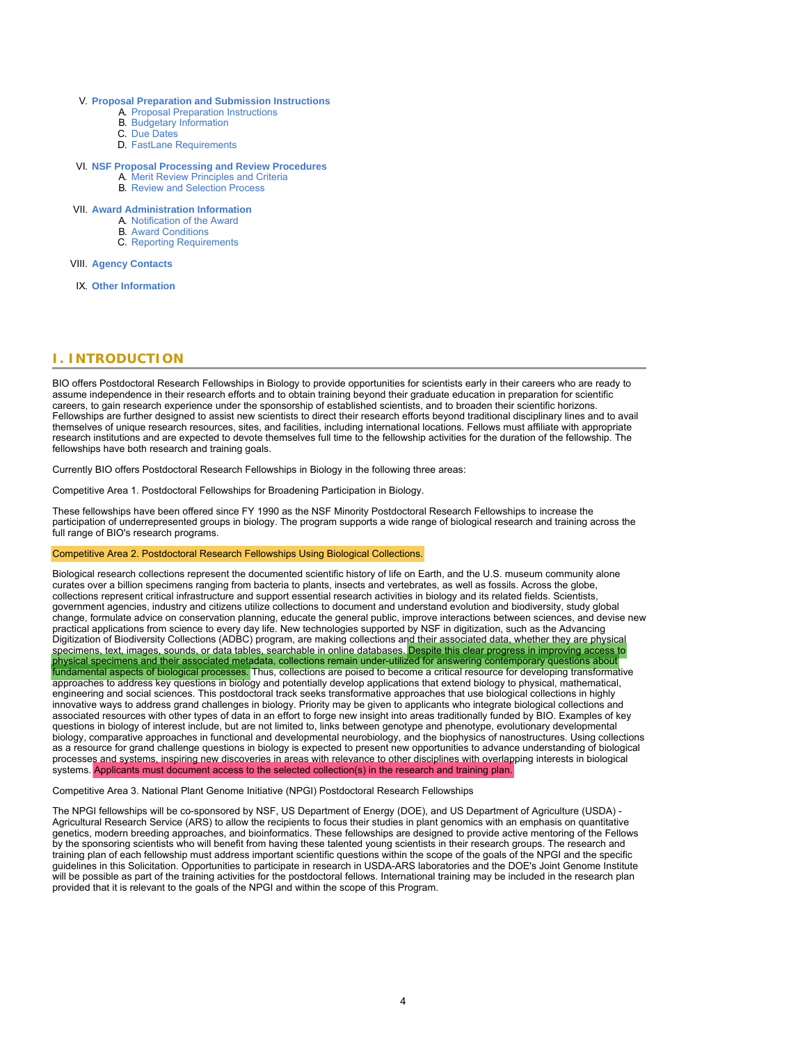V. **Proposal Preparation and Submission Instructions**
   A. Proposal Preparation Instructions
   B. Budgetary Information
   C. Due Dates
   D. FastLane Requirements

VI. **NSF Proposal Processing and Review Procedures**
   A. Merit Review Principles and Criteria
   B. Review and Selection Process

VII. **Award Administration Information**
   A. Notification of the Award
   B. Award Conditions
   C. Reporting Requirements

VIII. **Agency Contacts**

IX. **Other Information**

## I. INTRODUCTION

BIO offers Postdoctoral Research Fellowships in Biology to provide opportunities for scientists early in their careers who are ready to assume independence in their research efforts and to obtain training beyond their graduate education in preparation for scientific careers, to gain research experience under the sponsorship of established scientists, and to broaden their scientific horizons. Fellowships are further designed to assist new scientists to direct their research efforts beyond traditional disciplinary lines and to avail themselves of unique research resources, sites, and facilities, including international locations. Fellows must affiliate with appropriate research institutions and are expected to devote themselves full time to the fellowship activities for the duration of the fellowship. The fellowships have both research and training goals.

Currently BIO offers Postdoctoral Research Fellowships in Biology in the following three areas:

Competitive Area 1. Postdoctoral Fellowships for Broadening Participation in Biology.

These fellowships have been offered since FY 1990 as the NSF Minority Postdoctoral Research Fellowships to increase the participation of underrepresented groups in biology. The program supports a wide range of biological research and training across the full range of BIO's research programs.

Competitive Area 2. Postdoctoral Research Fellowships Using Biological Collections.

Biological research collections represent the documented scientific history of life on Earth, and the U.S. museum community alone curates over a billion specimens ranging from bacteria to plants, insects and vertebrates, as well as fossils. Across the globe, collections represent critical infrastructure and support essential research activities in biology and its related fields. Scientists, government agencies, industry and citizens utilize collections to document and understand evolution and biodiversity, study global change, formulate advice on conservation planning, educate the general public, improve interactions between sciences, and devise new practical applications from science to every day life. New technologies supported by NSF in digitization, such as the Advancing Digitization of Biodiversity Collections (ADBC) program, are making collections and their associated data, whether they are physical specimens, text, images, sounds, or data tables, searchable in online databases. Despite this clear progress in improving access to physical specimens and their associated metadata, collections remain under-utilized for answering contemporary questions about fundamental aspects of biological processes. Thus, collections are poised to become a critical resource for developing transformative approaches to address key questions in biology and potentially develop applications that extend biology to physical, mathematical, engineering and social sciences. This postdoctoral track seeks transformative approaches that use biological collections in highly innovative ways to address grand challenges in biology. Priority may be given to applicants who integrate biological collections and associated resources with other types of data in an effort to forge new insight into areas traditionally funded by BIO. Examples of key questions in biology of interest include, but are not limited to, links between genotype and phenotype, evolutionary developmental biology, comparative approaches in functional and developmental neurobiology, and the biophysics of nanostructures. Using collections as a resource for grand challenge questions in biology is expected to present new opportunities to advance understanding of biological processes and systems, inspiring new discoveries in areas with relevance to other disciplines with overlapping interests in biological systems. Applicants must document access to the selected collection(s) in the research and training plan.

Competitive Area 3. National Plant Genome Initiative (NPGI) Postdoctoral Research Fellowships

The NPGI fellowships will be co-sponsored by NSF, US Department of Energy (DOE), and US Department of Agriculture (USDA) - Agricultural Research Service (ARS) to allow the recipients to focus their studies in plant genomics with an emphasis on quantitative genetics, modern breeding approaches, and bioinformatics. These fellowships are designed to provide active mentoring of the Fellows by the sponsoring scientists who will benefit from having these talented young scientists in their research groups. The research and training plan of each fellowship must address important scientific questions within the scope of the goals of the NPGI and the specific guidelines in this Solicitation. Opportunities to participate in research in USDA-ARS laboratories and the DOE's Joint Genome Institute will be possible as part of the training activities for the postdoctoral fellows. International training may be included in the research plan provided that it is relevant to the goals of the NPGI and within the scope of this Program.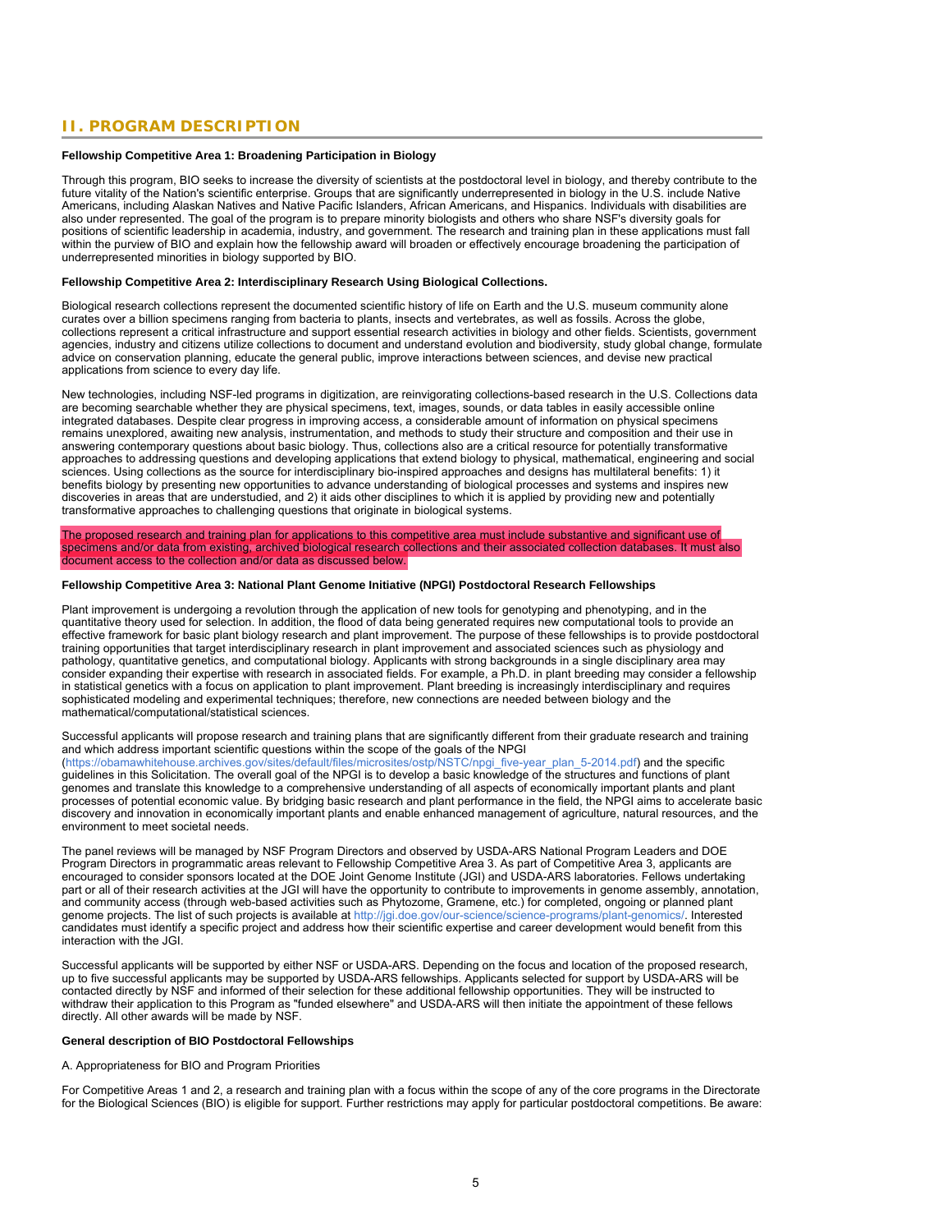## II. PROGRAM DESCRIPTION

**Fellowship Competitive Area 1: Broadening Participation in Biology**

Through this program, BIO seeks to increase the diversity of scientists at the postdoctoral level in biology, and thereby contribute to the future vitality of the Nation's scientific enterprise. Groups that are significantly underrepresented in biology in the U.S. include Native Americans, including Alaskan Natives and Native Pacific Islanders, African Americans, and Hispanics. Individuals with disabilities are also under represented. The goal of the program is to prepare minority biologists and others who share NSF's diversity goals for positions of scientific leadership in academia, industry, and government. The research and training plan in these applications must fall within the purview of BIO and explain how the fellowship award will broaden or effectively encourage broadening the participation of underrepresented minorities in biology supported by BIO.

**Fellowship Competitive Area 2: Interdisciplinary Research Using Biological Collections.**

Biological research collections represent the documented scientific history of life on Earth and the U.S. museum community alone curates over a billion specimens ranging from bacteria to plants, insects and vertebrates, as well as fossils. Across the globe, collections represent a critical infrastructure and support essential research activities in biology and other fields. Scientists, government agencies, industry and citizens utilize collections to document and understand evolution and biodiversity, study global change, formulate advice on conservation planning, educate the general public, improve interactions between sciences, and devise new practical applications from science to every day life.

New technologies, including NSF-led programs in digitization, are reinvigorating collections-based research in the U.S. Collections data are becoming searchable whether they are physical specimens, text, images, sounds, or data tables in easily accessible online integrated databases. Despite clear progress in improving access, a considerable amount of information on physical specimens remains unexplored, awaiting new analysis, instrumentation, and methods to study their structure and composition and their use in answering contemporary questions about basic biology. Thus, collections also are a critical resource for potentially transformative approaches to addressing questions and developing applications that extend biology to physical, mathematical, engineering and social sciences. Using collections as the source for interdisciplinary bio-inspired approaches and designs has multilateral benefits: 1) it benefits biology by presenting new opportunities to advance understanding of biological processes and systems and inspires new discoveries in areas that are understudied, and 2) it aids other disciplines to which it is applied by providing new and potentially transformative approaches to challenging questions that originate in biological systems.

The proposed research and training plan for applications to this competitive area must include substantive and significant use of specimens and/or data from existing, archived biological research collections and their associated collection databases. It must also document access to the collection and/or data as discussed below.

**Fellowship Competitive Area 3: National Plant Genome Initiative (NPGI) Postdoctoral Research Fellowships**

Plant improvement is undergoing a revolution through the application of new tools for genotyping and phenotyping, and in the quantitative theory used for selection. In addition, the flood of data being generated requires new computational tools to provide an effective framework for basic plant biology research and plant improvement. The purpose of these fellowships is to provide postdoctoral training opportunities that target interdisciplinary research in plant improvement and associated sciences such as physiology and pathology, quantitative genetics, and computational biology. Applicants with strong backgrounds in a single disciplinary area may consider expanding their expertise with research in associated fields. For example, a Ph.D. in plant breeding may consider a fellowship in statistical genetics with a focus on application to plant improvement. Plant breeding is increasingly interdisciplinary and requires sophisticated modeling and experimental techniques; therefore, new connections are needed between biology and the mathematical/computational/statistical sciences.

Successful applicants will propose research and training plans that are significantly different from their graduate research and training and which address important scientific questions within the scope of the goals of the NPGI (https://obamawhitehouse.archives.gov/sites/default/files/microsites/ostp/NSTC/npgi_five-year_plan_5-2014.pdf) and the specific guidelines in this Solicitation. The overall goal of the NPGI is to develop a basic knowledge of the structures and functions of plant genomes and translate this knowledge to a comprehensive understanding of all aspects of economically important plants and plant processes of potential economic value. By bridging basic research and plant performance in the field, the NPGI aims to accelerate basic discovery and innovation in economically important plants and enable enhanced management of agriculture, natural resources, and the environment to meet societal needs.

The panel reviews will be managed by NSF Program Directors and observed by USDA-ARS National Program Leaders and DOE Program Directors in programmatic areas relevant to Fellowship Competitive Area 3. As part of Competitive Area 3, applicants are encouraged to consider sponsors located at the DOE Joint Genome Institute (JGI) and USDA-ARS laboratories. Fellows undertaking part or all of their research activities at the JGI will have the opportunity to contribute to improvements in genome assembly, annotation, and community access (through web-based activities such as Phytozome, Gramene, etc.) for completed, ongoing or planned plant genome projects. The list of such projects is available at http://jgi.doe.gov/our-science/science-programs/plant-genomics/. Interested candidates must identify a specific project and address how their scientific expertise and career development would benefit from this interaction with the JGI.

Successful applicants will be supported by either NSF or USDA-ARS. Depending on the focus and location of the proposed research, up to five successful applicants may be supported by USDA-ARS fellowships. Applicants selected for support by USDA-ARS will be contacted directly by NSF and informed of their selection for these additional fellowship opportunities. They will be instructed to withdraw their application to this Program as "funded elsewhere" and USDA-ARS will then initiate the appointment of these fellows directly. All other awards will be made by NSF.

**General description of BIO Postdoctoral Fellowships**

A. Appropriateness for BIO and Program Priorities

For Competitive Areas 1 and 2, a research and training plan with a focus within the scope of any of the core programs in the Directorate for the Biological Sciences (BIO) is eligible for support. Further restrictions may apply for particular postdoctoral competitions. Be aware: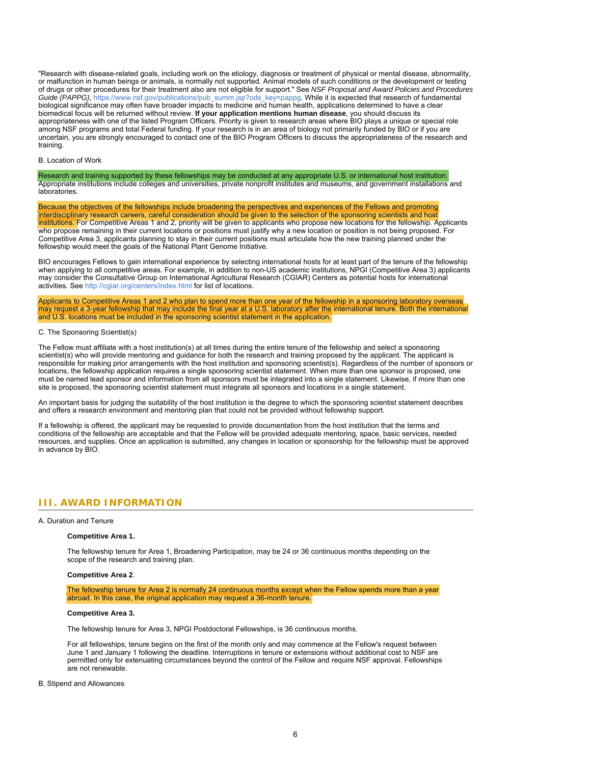"Research with disease-related goals, including work on the etiology, diagnosis or treatment of physical or mental disease, abnormality, or malfunction in human beings or animals, is normally not supported. Animal models of such conditions or the development or testing of drugs or other procedures for their treatment also are not eligible for support." See *NSF Proposal and Award Policies and Procedures Guide (PAPPG)*, https://www.nsf.gov/publications/pub_summ.jsp?ods_key=pappg. While it is expected that research of fundamental biological significance may often have broader impacts to medicine and human health, applications determined to have a clear biomedical focus will be returned without review. **If your application mentions human disease**, you should discuss its appropriateness with one of the listed Program Officers. Priority is given to research areas where BIO plays a unique or special role among NSF programs and total Federal funding. If your research is in an area of biology not primarily funded by BIO or if you are uncertain, you are strongly encouraged to contact one of the BIO Program Officers to discuss the appropriateness of the research and training.

B. Location of Work

Research and training supported by these fellowships may be conducted at any appropriate U.S. or international host institution. Appropriate institutions include colleges and universities, private nonprofit institutes and museums, and government installations and laboratories.

Because the objectives of the fellowships include broadening the perspectives and experiences of the Fellows and promoting interdisciplinary research careers, careful consideration should be given to the selection of the sponsoring scientists and host institutions. For Competitive Areas 1 and 2, priority will be given to applicants who propose new locations for the fellowship. Applicants who propose remaining in their current locations or positions must justify why a new location or position is not being proposed. For Competitive Area 3, applicants planning to stay in their current positions must articulate how the new training planned under the fellowship would meet the goals of the National Plant Genome Initiative.

BIO encourages Fellows to gain international experience by selecting international hosts for at least part of the tenure of the fellowship when applying to all competitive areas. For example, in addition to non-US academic institutions, NPGI (Competitive Area 3) applicants may consider the Consultative Group on International Agricultural Research (CGIAR) Centers as potential hosts for international activities. See http://cgiar.org/centers/index.html for list of locations.

Applicants to Competitive Areas 1 and 2 who plan to spend more than one year of the fellowship in a sponsoring laboratory overseas may request a 3-year fellowship that may include the final year at a U.S. laboratory after the international tenure. Both the international and U.S. locations must be included in the sponsoring scientist statement in the application.

C. The Sponsoring Scientist(s)

The Fellow must affiliate with a host institution(s) at all times during the entire tenure of the fellowship and select a sponsoring scientist(s) who will provide mentoring and guidance for both the research and training proposed by the applicant. The applicant is responsible for making prior arrangements with the host institution and sponsoring scientist(s). Regardless of the number of sponsors or locations, the fellowship application requires a single sponsoring scientist statement. When more than one sponsor is proposed, one must be named lead sponsor and information from all sponsors must be integrated into a single statement. Likewise, if more than one site is proposed, the sponsoring scientist statement must integrate all sponsors and locations in a single statement.

An important basis for judging the suitability of the host institution is the degree to which the sponsoring scientist statement describes and offers a research environment and mentoring plan that could not be provided without fellowship support.

If a fellowship is offered, the applicant may be requested to provide documentation from the host institution that the terms and conditions of the fellowship are acceptable and that the Fellow will be provided adequate mentoring, space, basic services, needed resources, and supplies. Once an application is submitted, any changes in location or sponsorship for the fellowship must be approved in advance by BIO.

## III. AWARD INFORMATION

A. Duration and Tenure

**Competitive Area 1.**

The fellowship tenure for Area 1, Broadening Participation, may be 24 or 36 continuous months depending on the scope of the research and training plan.

**Competitive Area 2**.

The fellowship tenure for Area 2 is normally 24 continuous months except when the Fellow spends more than a year abroad. In this case, the original application may request a 36-month tenure.

**Competitive Area 3.**

The fellowship tenure for Area 3, NPGI Postdoctoral Fellowships, is 36 continuous months.

For all fellowships, tenure begins on the first of the month only and may commence at the Fellow's request between June 1 and January 1 following the deadline. Interruptions in tenure or extensions without additional cost to NSF are permitted only for extenuating circumstances beyond the control of the Fellow and require NSF approval. Fellowships are not renewable.

B. Stipend and Allowances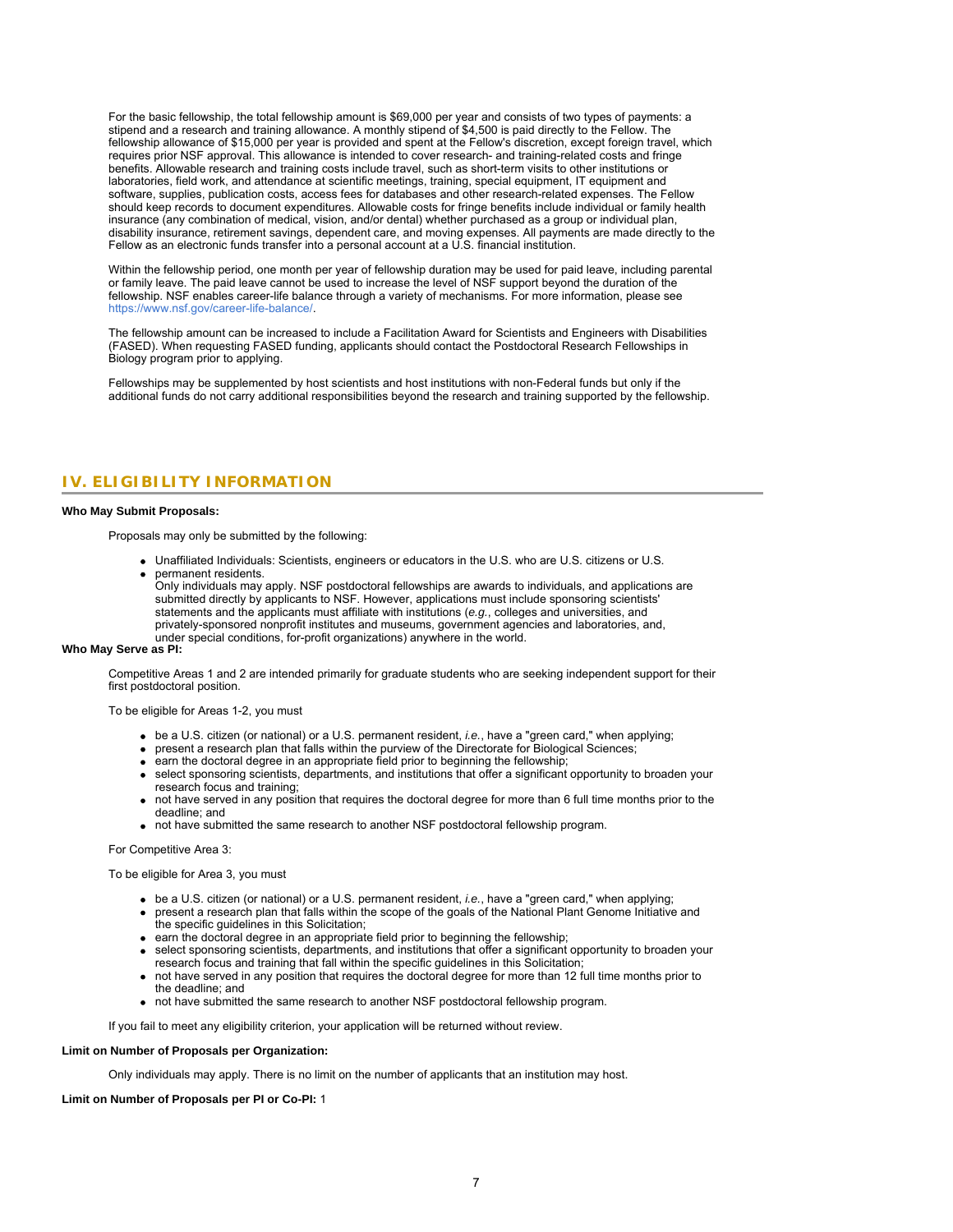For the basic fellowship, the total fellowship amount is $69,000 per year and consists of two types of payments: a stipend and a research and training allowance. A monthly stipend of $4,500 is paid directly to the Fellow. The fellowship allowance of $15,000 per year is provided and spent at the Fellow's discretion, except foreign travel, which requires prior NSF approval. This allowance is intended to cover research- and training-related costs and fringe benefits. Allowable research and training costs include travel, such as short-term visits to other institutions or laboratories, field work, and attendance at scientific meetings, training, special equipment, IT equipment and software, supplies, publication costs, access fees for databases and other research-related expenses. The Fellow should keep records to document expenditures. Allowable costs for fringe benefits include individual or family health insurance (any combination of medical, vision, and/or dental) whether purchased as a group or individual plan, disability insurance, retirement savings, dependent care, and moving expenses. All payments are made directly to the Fellow as an electronic funds transfer into a personal account at a U.S. financial institution.

Within the fellowship period, one month per year of fellowship duration may be used for paid leave, including parental or family leave. The paid leave cannot be used to increase the level of NSF support beyond the duration of the fellowship. NSF enables career-life balance through a variety of mechanisms. For more information, please see https://www.nsf.gov/career-life-balance/.

The fellowship amount can be increased to include a Facilitation Award for Scientists and Engineers with Disabilities (FASED). When requesting FASED funding, applicants should contact the Postdoctoral Research Fellowships in Biology program prior to applying.

Fellowships may be supplemented by host scientists and host institutions with non-Federal funds but only if the additional funds do not carry additional responsibilities beyond the research and training supported by the fellowship.

## IV. ELIGIBILITY INFORMATION

**Who May Submit Proposals:**

Proposals may only be submitted by the following:

- Unaffiliated Individuals: Scientists, engineers or educators in the U.S. who are U.S. citizens or U.S.
- permanent residents.
  Only individuals may apply. NSF postdoctoral fellowships are awards to individuals, and applications are submitted directly by applicants to NSF. However, applications must include sponsoring scientists' statements and the applicants must affiliate with institutions (*e.g.*, colleges and universities, and privately-sponsored nonprofit institutes and museums, government agencies and laboratories, and, under special conditions, for-profit organizations) anywhere in the world.

**Who May Serve as PI:**

Competitive Areas 1 and 2 are intended primarily for graduate students who are seeking independent support for their first postdoctoral position.

To be eligible for Areas 1-2, you must

- be a U.S. citizen (or national) or a U.S. permanent resident, *i.e.*, have a "green card," when applying;
- present a research plan that falls within the purview of the Directorate for Biological Sciences;
- earn the doctoral degree in an appropriate field prior to beginning the fellowship;
- select sponsoring scientists, departments, and institutions that offer a significant opportunity to broaden your research focus and training;
- not have served in any position that requires the doctoral degree for more than 6 full time months prior to the deadline; and
- not have submitted the same research to another NSF postdoctoral fellowship program.

For Competitive Area 3:

To be eligible for Area 3, you must

- be a U.S. citizen (or national) or a U.S. permanent resident, *i.e.*, have a "green card," when applying;
- present a research plan that falls within the scope of the goals of the National Plant Genome Initiative and the specific guidelines in this Solicitation;
- earn the doctoral degree in an appropriate field prior to beginning the fellowship;
- select sponsoring scientists, departments, and institutions that offer a significant opportunity to broaden your research focus and training that fall within the specific guidelines in this Solicitation;
- not have served in any position that requires the doctoral degree for more than 12 full time months prior to the deadline; and
- not have submitted the same research to another NSF postdoctoral fellowship program.

If you fail to meet any eligibility criterion, your application will be returned without review.

**Limit on Number of Proposals per Organization:**

Only individuals may apply. There is no limit on the number of applicants that an institution may host.

**Limit on Number of Proposals per PI or Co-PI:** 1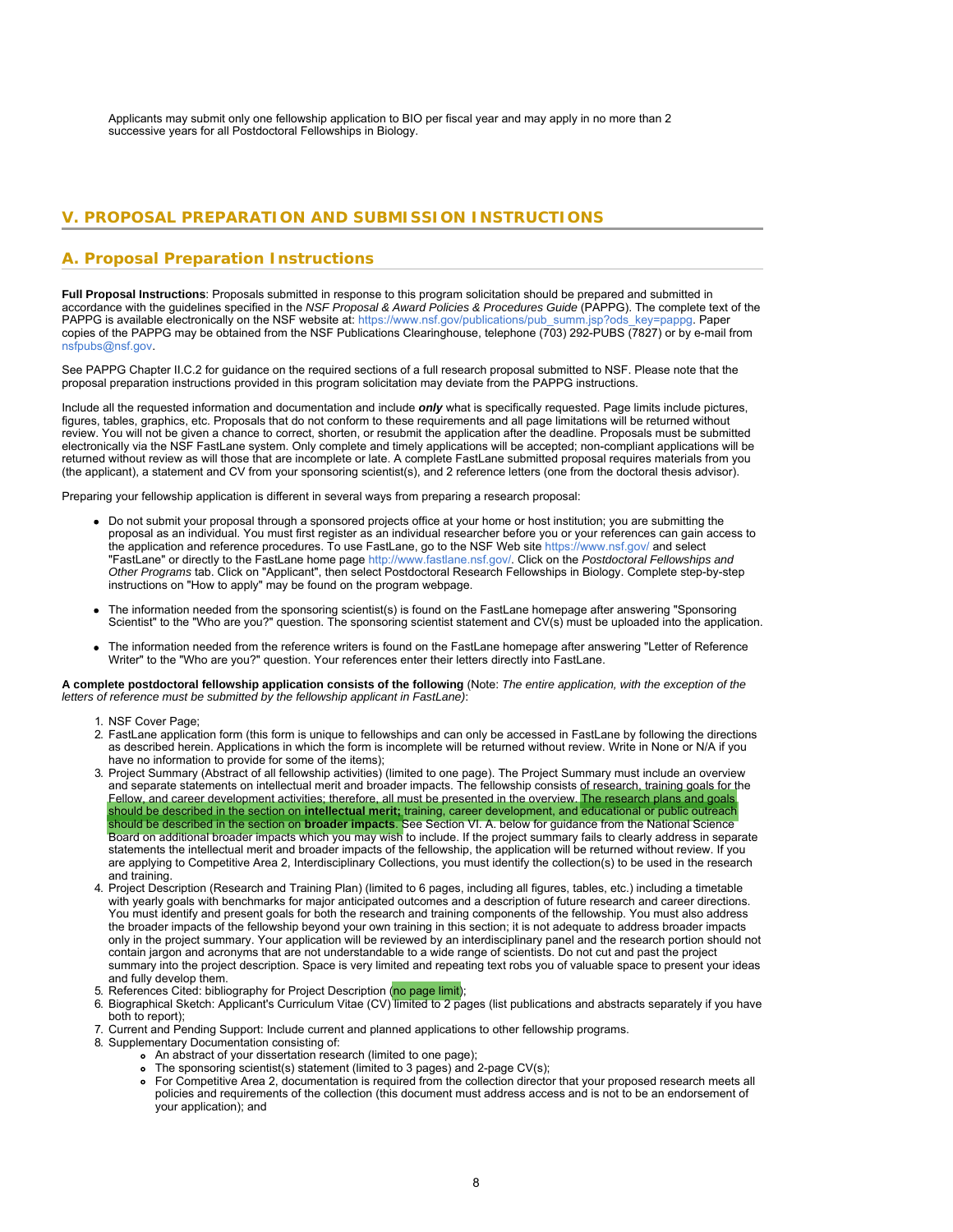Applicants may submit only one fellowship application to BIO per fiscal year and may apply in no more than 2 successive years for all Postdoctoral Fellowships in Biology.

## V. PROPOSAL PREPARATION AND SUBMISSION INSTRUCTIONS

### A. Proposal Preparation Instructions

**Full Proposal Instructions**: Proposals submitted in response to this program solicitation should be prepared and submitted in accordance with the guidelines specified in the *NSF Proposal & Award Policies & Procedures Guide* (PAPPG). The complete text of the PAPPG is available electronically on the NSF website at: https://www.nsf.gov/publications/pub_summ.jsp?ods_key=pappg. Paper copies of the PAPPG may be obtained from the NSF Publications Clearinghouse, telephone (703) 292-PUBS (7827) or by e-mail from nsfpubs@nsf.gov.

See PAPPG Chapter II.C.2 for guidance on the required sections of a full research proposal submitted to NSF. Please note that the proposal preparation instructions provided in this program solicitation may deviate from the PAPPG instructions.

Include all the requested information and documentation and include ***only*** what is specifically requested. Page limits include pictures, figures, tables, graphics, etc. Proposals that do not conform to these requirements and all page limitations will be returned without review. You will not be given a chance to correct, shorten, or resubmit the application after the deadline. Proposals must be submitted electronically via the NSF FastLane system. Only complete and timely applications will be accepted; non-compliant applications will be returned without review as will those that are incomplete or late. A complete FastLane submitted proposal requires materials from you (the applicant), a statement and CV from your sponsoring scientist(s), and 2 reference letters (one from the doctoral thesis advisor).

Preparing your fellowship application is different in several ways from preparing a research proposal:

- Do not submit your proposal through a sponsored projects office at your home or host institution; you are submitting the proposal as an individual. You must first register as an individual researcher before you or your references can gain access to the application and reference procedures. To use FastLane, go to the NSF Web site https://www.nsf.gov/ and select "FastLane" or directly to the FastLane home page http://www.fastlane.nsf.gov/. Click on the *Postdoctoral Fellowships and Other Programs* tab. Click on "Applicant", then select Postdoctoral Research Fellowships in Biology. Complete step-by-step instructions on "How to apply" may be found on the program webpage.
- The information needed from the sponsoring scientist(s) is found on the FastLane homepage after answering "Sponsoring Scientist" to the "Who are you?" question. The sponsoring scientist statement and CV(s) must be uploaded into the application.
- The information needed from the reference writers is found on the FastLane homepage after answering "Letter of Reference Writer" to the "Who are you?" question. Your references enter their letters directly into FastLane.

**A complete postdoctoral fellowship application consists of the following** (Note: *The entire application, with the exception of the letters of reference must be submitted by the fellowship applicant in FastLane)*:

1. NSF Cover Page;
2. FastLane application form (this form is unique to fellowships and can only be accessed in FastLane by following the directions as described herein. Applications in which the form is incomplete will be returned without review. Write in None or N/A if you have no information to provide for some of the items);
3. Project Summary (Abstract of all fellowship activities) (limited to one page). The Project Summary must include an overview and separate statements on intellectual merit and broader impacts. The fellowship consists of research, training goals for the Fellow, and career development activities; therefore, all must be presented in the overview. The research plans and goals should be described in the section on **intellectual merit;** training, career development, and educational or public outreach should be described in the section on **broader impacts**. See Section VI. A. below for guidance from the National Science Board on additional broader impacts which you may wish to include. If the project summary fails to clearly address in separate statements the intellectual merit and broader impacts of the fellowship, the application will be returned without review. If you are applying to Competitive Area 2, Interdisciplinary Collections, you must identify the collection(s) to be used in the research and training.
4. Project Description (Research and Training Plan) (limited to 6 pages, including all figures, tables, etc.) including a timetable with yearly goals with benchmarks for major anticipated outcomes and a description of future research and career directions. You must identify and present goals for both the research and training components of the fellowship. You must also address the broader impacts of the fellowship beyond your own training in this section; it is not adequate to address broader impacts only in the project summary. Your application will be reviewed by an interdisciplinary panel and the research portion should not contain jargon and acronyms that are not understandable to a wide range of scientists. Do not cut and past the project summary into the project description. Space is very limited and repeating text robs you of valuable space to present your ideas and fully develop them.
5. References Cited: bibliography for Project Description (no page limit);
6. Biographical Sketch: Applicant's Curriculum Vitae (CV) limited to 2 pages (list publications and abstracts separately if you have both to report);
7. Current and Pending Support: Include current and planned applications to other fellowship programs.
8. Supplementary Documentation consisting of:
   - An abstract of your dissertation research (limited to one page);
   - The sponsoring scientist(s) statement (limited to 3 pages) and 2-page CV(s);
   - For Competitive Area 2, documentation is required from the collection director that your proposed research meets all policies and requirements of the collection (this document must address access and is not to be an endorsement of your application); and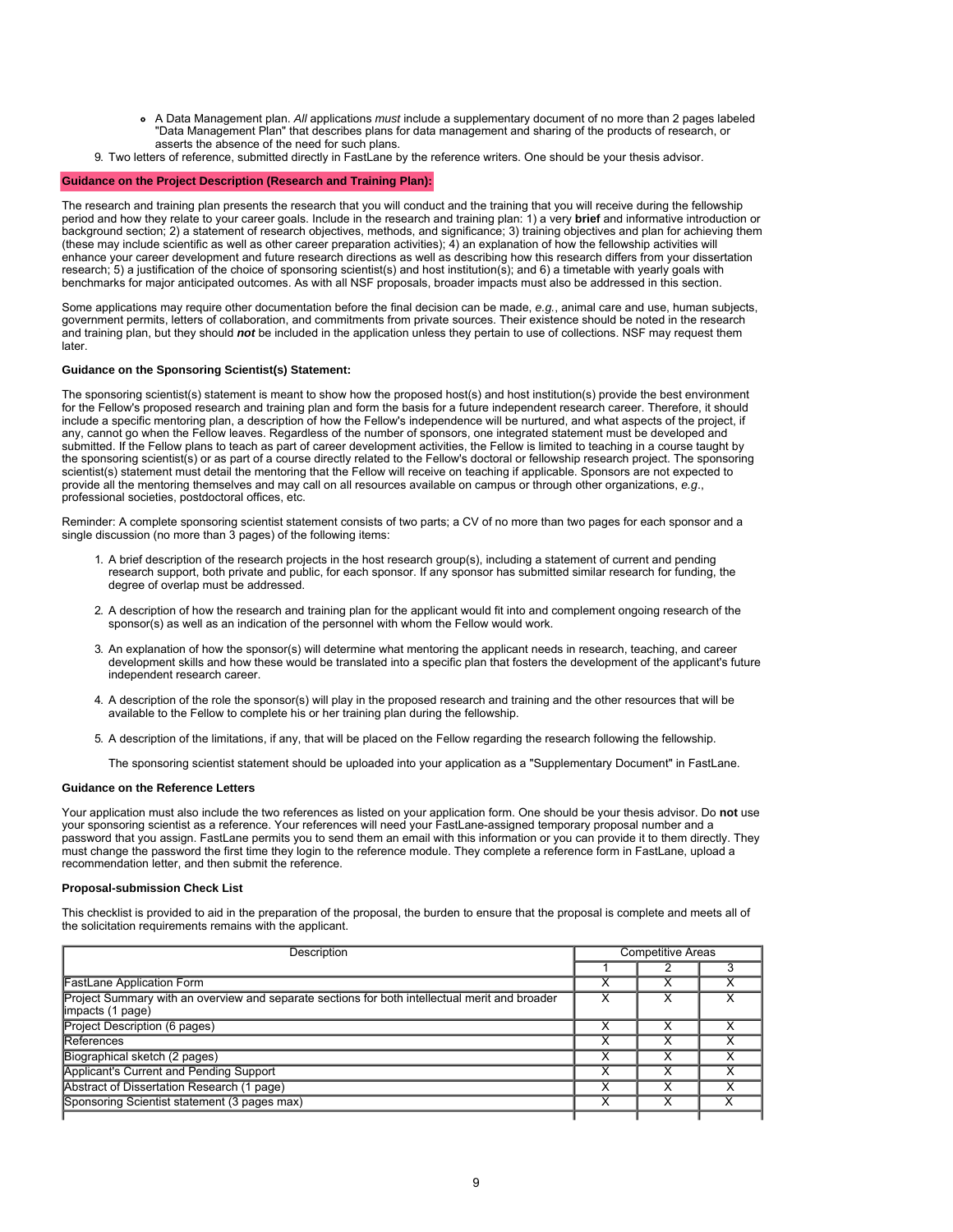- A Data Management plan. *All* applications *must* include a supplementary document of no more than 2 pages labeled "Data Management Plan" that describes plans for data management and sharing of the products of research, or asserts the absence of the need for such plans.

9. Two letters of reference, submitted directly in FastLane by the reference writers. One should be your thesis advisor.

**Guidance on the Project Description (Research and Training Plan):**

The research and training plan presents the research that you will conduct and the training that you will receive during the fellowship period and how they relate to your career goals. Include in the research and training plan: 1) a very **brief** and informative introduction or background section; 2) a statement of research objectives, methods, and significance; 3) training objectives and plan for achieving them (these may include scientific as well as other career preparation activities); 4) an explanation of how the fellowship activities will enhance your career development and future research directions as well as describing how this research differs from your dissertation research; 5) a justification of the choice of sponsoring scientist(s) and host institution(s); and 6) a timetable with yearly goals with benchmarks for major anticipated outcomes. As with all NSF proposals, broader impacts must also be addressed in this section.

Some applications may require other documentation before the final decision can be made, *e.g.*, animal care and use, human subjects, government permits, letters of collaboration, and commitments from private sources. Their existence should be noted in the research and training plan, but they should ***not*** be included in the application unless they pertain to use of collections. NSF may request them later.

**Guidance on the Sponsoring Scientist(s) Statement:**

The sponsoring scientist(s) statement is meant to show how the proposed host(s) and host institution(s) provide the best environment for the Fellow's proposed research and training plan and form the basis for a future independent research career. Therefore, it should include a specific mentoring plan, a description of how the Fellow's independence will be nurtured, and what aspects of the project, if any, cannot go when the Fellow leaves. Regardless of the number of sponsors, one integrated statement must be developed and submitted. If the Fellow plans to teach as part of career development activities, the Fellow is limited to teaching in a course taught by the sponsoring scientist(s) or as part of a course directly related to the Fellow's doctoral or fellowship research project. The sponsoring scientist(s) statement must detail the mentoring that the Fellow will receive on teaching if applicable. Sponsors are not expected to provide all the mentoring themselves and may call on all resources available on campus or through other organizations, *e.g*., professional societies, postdoctoral offices, etc.

Reminder: A complete sponsoring scientist statement consists of two parts; a CV of no more than two pages for each sponsor and a single discussion (no more than 3 pages) of the following items:

1. A brief description of the research projects in the host research group(s), including a statement of current and pending research support, both private and public, for each sponsor. If any sponsor has submitted similar research for funding, the degree of overlap must be addressed.

2. A description of how the research and training plan for the applicant would fit into and complement ongoing research of the sponsor(s) as well as an indication of the personnel with whom the Fellow would work.

3. An explanation of how the sponsor(s) will determine what mentoring the applicant needs in research, teaching, and career development skills and how these would be translated into a specific plan that fosters the development of the applicant's future independent research career.

4. A description of the role the sponsor(s) will play in the proposed research and training and the other resources that will be available to the Fellow to complete his or her training plan during the fellowship.

5. A description of the limitations, if any, that will be placed on the Fellow regarding the research following the fellowship.

   The sponsoring scientist statement should be uploaded into your application as a "Supplementary Document" in FastLane.

**Guidance on the Reference Letters**

Your application must also include the two references as listed on your application form. One should be your thesis advisor. Do **not** use your sponsoring scientist as a reference. Your references will need your FastLane-assigned temporary proposal number and a password that you assign. FastLane permits you to send them an email with this information or you can provide it to them directly. They must change the password the first time they login to the reference module. They complete a reference form in FastLane, upload a recommendation letter, and then submit the reference.

**Proposal-submission Check List**

This checklist is provided to aid in the preparation of the proposal, the burden to ensure that the proposal is complete and meets all of the solicitation requirements remains with the applicant.

| Description | Competitive Areas | | |
|---|---|---|---|
| | 1 | 2 | 3 |
| FastLane Application Form | X | X | X |
| Project Summary with an overview and separate sections for both intellectual merit and broader impacts (1 page) | X | X | X |
| Project Description (6 pages) | X | X | X |
| References | X | X | X |
| Biographical sketch (2 pages) | X | X | X |
| Applicant's Current and Pending Support | X | X | X |
| Abstract of Dissertation Research (1 page) | X | X | X |
| Sponsoring Scientist statement (3 pages max) | X | X | X |
| | | | |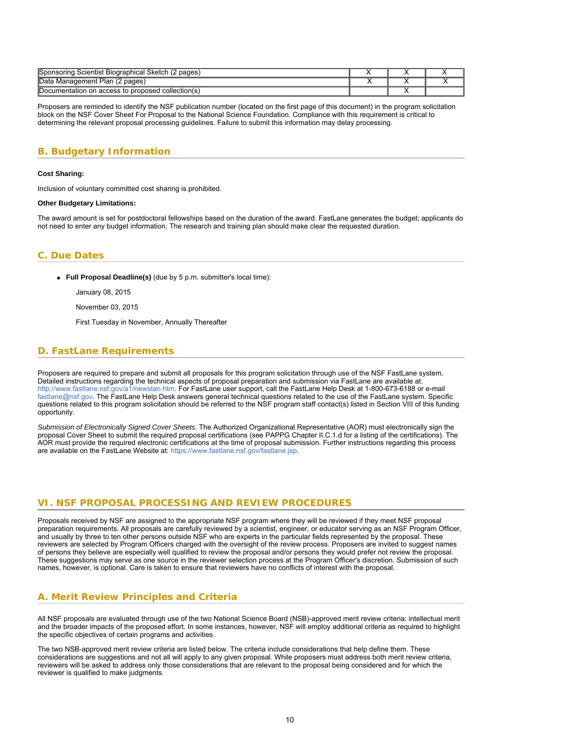| | | | |
|---|---|---|---|
| Sponsoring Scientist Biographical Sketch (2 pages) | X | X | X |
| Data Management Plan (2 pages) | X | X | X |
| Documentation on access to proposed collection(s) | | X | |

Proposers are reminded to identify the NSF publication number (located on the first page of this document) in the program solicitation block on the NSF Cover Sheet For Proposal to the National Science Foundation. Compliance with this requirement is critical to determining the relevant proposal processing guidelines. Failure to submit this information may delay processing.

## B. Budgetary Information

**Cost Sharing:**

Inclusion of voluntary committed cost sharing is prohibited.

**Other Budgetary Limitations:**

The award amount is set for postdoctoral fellowships based on the duration of the award. FastLane generates the budget; applicants do not need to enter any budget information. The research and training plan should make clear the requested duration.

## C. Due Dates

- **Full Proposal Deadline(s)** (due by 5 p.m. submitter's local time):

  January 08, 2015

  November 03, 2015

  First Tuesday in November, Annually Thereafter

## D. FastLane Requirements

Proposers are required to prepare and submit all proposals for this program solicitation through use of the NSF FastLane system. Detailed instructions regarding the technical aspects of proposal preparation and submission via FastLane are available at: http://www.fastlane.nsf.gov/a1/newstan.htm. For FastLane user support, call the FastLane Help Desk at 1-800-673-6188 or e-mail fastlane@nsf.gov. The FastLane Help Desk answers general technical questions related to the use of the FastLane system. Specific questions related to this program solicitation should be referred to the NSF program staff contact(s) listed in Section VIII of this funding opportunity.

*Submission of Electronically Signed Cover Sheets*. The Authorized Organizational Representative (AOR) must electronically sign the proposal Cover Sheet to submit the required proposal certifications (see PAPPG Chapter II.C.1.d for a listing of the certifications). The AOR must provide the required electronic certifications at the time of proposal submission. Further instructions regarding this process are available on the FastLane Website at: https://www.fastlane.nsf.gov/fastlane.jsp.

# VI. NSF PROPOSAL PROCESSING AND REVIEW PROCEDURES

Proposals received by NSF are assigned to the appropriate NSF program where they will be reviewed if they meet NSF proposal preparation requirements. All proposals are carefully reviewed by a scientist, engineer, or educator serving as an NSF Program Officer, and usually by three to ten other persons outside NSF who are experts in the particular fields represented by the proposal. These reviewers are selected by Program Officers charged with the oversight of the review process. Proposers are invited to suggest names of persons they believe are especially well qualified to review the proposal and/or persons they would prefer not review the proposal. These suggestions may serve as one source in the reviewer selection process at the Program Officer's discretion. Submission of such names, however, is optional. Care is taken to ensure that reviewers have no conflicts of interest with the proposal.

## A. Merit Review Principles and Criteria

All NSF proposals are evaluated through use of the two National Science Board (NSB)-approved merit review criteria: intellectual merit and the broader impacts of the proposed effort. In some instances, however, NSF will employ additional criteria as required to highlight the specific objectives of certain programs and activities.

The two NSB-approved merit review criteria are listed below. The criteria include considerations that help define them. These considerations are suggestions and not all will apply to any given proposal. While proposers must address both merit review criteria, reviewers will be asked to address only those considerations that are relevant to the proposal being considered and for which the reviewer is qualified to make judgments.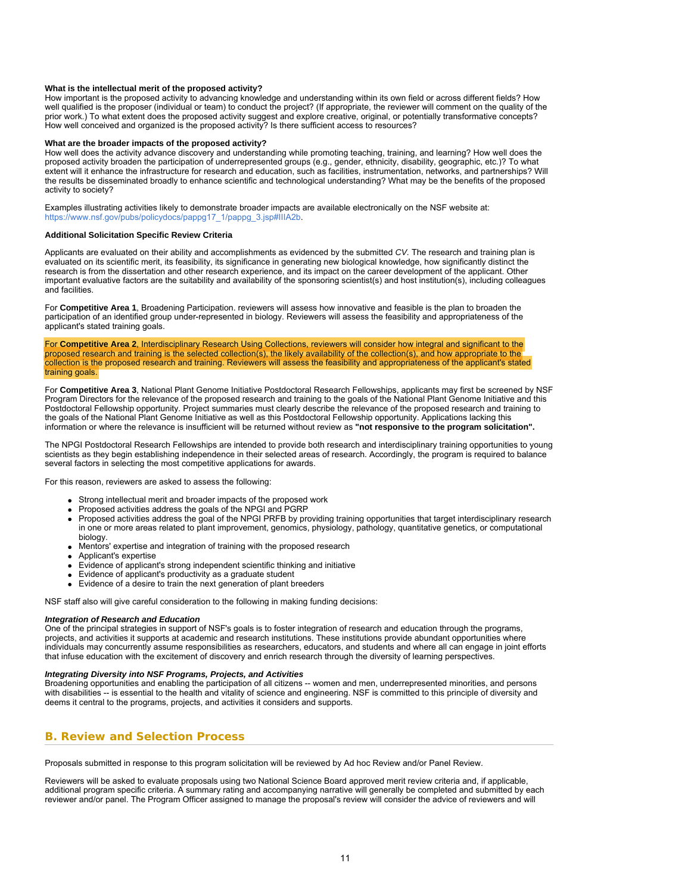**What is the intellectual merit of the proposed activity?**
How important is the proposed activity to advancing knowledge and understanding within its own field or across different fields? How well qualified is the proposer (individual or team) to conduct the project? (If appropriate, the reviewer will comment on the quality of the prior work.) To what extent does the proposed activity suggest and explore creative, original, or potentially transformative concepts? How well conceived and organized is the proposed activity? Is there sufficient access to resources?

**What are the broader impacts of the proposed activity?**
How well does the activity advance discovery and understanding while promoting teaching, training, and learning? How well does the proposed activity broaden the participation of underrepresented groups (e.g., gender, ethnicity, disability, geographic, etc.)? To what extent will it enhance the infrastructure for research and education, such as facilities, instrumentation, networks, and partnerships? Will the results be disseminated broadly to enhance scientific and technological understanding? What may be the benefits of the proposed activity to society?

Examples illustrating activities likely to demonstrate broader impacts are available electronically on the NSF website at: https://www.nsf.gov/pubs/policydocs/pappg17_1/pappg_3.jsp#IIIA2b.

**Additional Solicitation Specific Review Criteria**

Applicants are evaluated on their ability and accomplishments as evidenced by the submitted *CV*. The research and training plan is evaluated on its scientific merit, its feasibility, its significance in generating new biological knowledge, how significantly distinct the research is from the dissertation and other research experience, and its impact on the career development of the applicant. Other important evaluative factors are the suitability and availability of the sponsoring scientist(s) and host institution(s), including colleagues and facilities.

For **Competitive Area 1**, Broadening Participation. reviewers will assess how innovative and feasible is the plan to broaden the participation of an identified group under-represented in biology. Reviewers will assess the feasibility and appropriateness of the applicant's stated training goals.

For **Competitive Area 2**, Interdisciplinary Research Using Collections, reviewers will consider how integral and significant to the proposed research and training is the selected collection(s), the likely availability of the collection(s), and how appropriate to the collection is the proposed research and training. Reviewers will assess the feasibility and appropriateness of the applicant's stated training goals.

For **Competitive Area 3**, National Plant Genome Initiative Postdoctoral Research Fellowships, applicants may first be screened by NSF Program Directors for the relevance of the proposed research and training to the goals of the National Plant Genome Initiative and this Postdoctoral Fellowship opportunity. Project summaries must clearly describe the relevance of the proposed research and training to the goals of the National Plant Genome Initiative as well as this Postdoctoral Fellowship opportunity. Applications lacking this information or where the relevance is insufficient will be returned without review as **"not responsive to the program solicitation".**

The NPGI Postdoctoral Research Fellowships are intended to provide both research and interdisciplinary training opportunities to young scientists as they begin establishing independence in their selected areas of research. Accordingly, the program is required to balance several factors in selecting the most competitive applications for awards.

For this reason, reviewers are asked to assess the following:

- Strong intellectual merit and broader impacts of the proposed work
- Proposed activities address the goals of the NPGI and PGRP
- Proposed activities address the goal of the NPGI PRFB by providing training opportunities that target interdisciplinary research in one or more areas related to plant improvement, genomics, physiology, pathology, quantitative genetics, or computational biology.
- Mentors' expertise and integration of training with the proposed research
- Applicant's expertise
- Evidence of applicant's strong independent scientific thinking and initiative
- Evidence of applicant's productivity as a graduate student
- Evidence of a desire to train the next generation of plant breeders

NSF staff also will give careful consideration to the following in making funding decisions:

***Integration of Research and Education***
One of the principal strategies in support of NSF's goals is to foster integration of research and education through the programs, projects, and activities it supports at academic and research institutions. These institutions provide abundant opportunities where individuals may concurrently assume responsibilities as researchers, educators, and students and where all can engage in joint efforts that infuse education with the excitement of discovery and enrich research through the diversity of learning perspectives.

***Integrating Diversity into NSF Programs, Projects, and Activities***
Broadening opportunities and enabling the participation of all citizens -- women and men, underrepresented minorities, and persons with disabilities -- is essential to the health and vitality of science and engineering. NSF is committed to this principle of diversity and deems it central to the programs, projects, and activities it considers and supports.

## B. Review and Selection Process

Proposals submitted in response to this program solicitation will be reviewed by Ad hoc Review and/or Panel Review.

Reviewers will be asked to evaluate proposals using two National Science Board approved merit review criteria and, if applicable, additional program specific criteria. A summary rating and accompanying narrative will generally be completed and submitted by each reviewer and/or panel. The Program Officer assigned to manage the proposal's review will consider the advice of reviewers and will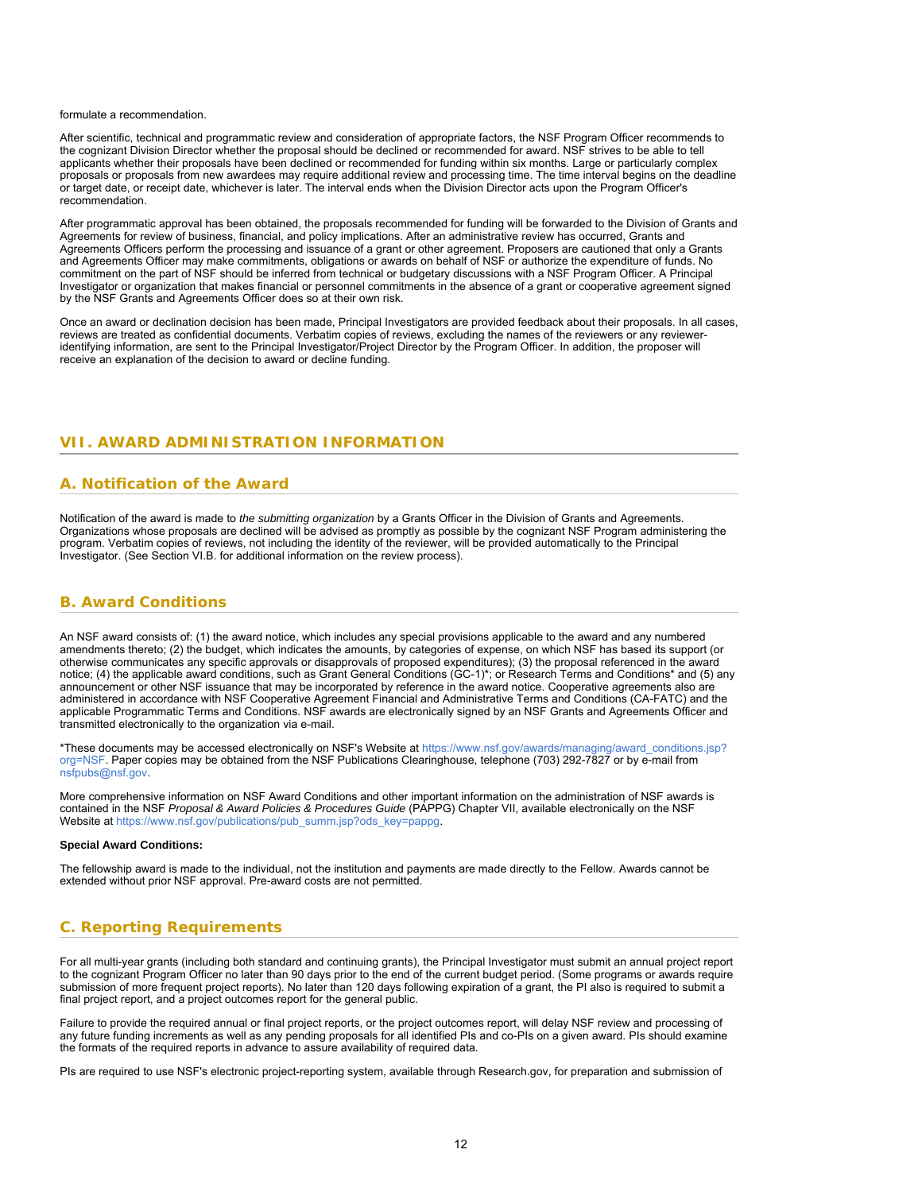formulate a recommendation.

After scientific, technical and programmatic review and consideration of appropriate factors, the NSF Program Officer recommends to the cognizant Division Director whether the proposal should be declined or recommended for award. NSF strives to be able to tell applicants whether their proposals have been declined or recommended for funding within six months. Large or particularly complex proposals or proposals from new awardees may require additional review and processing time. The time interval begins on the deadline or target date, or receipt date, whichever is later. The interval ends when the Division Director acts upon the Program Officer's recommendation.

After programmatic approval has been obtained, the proposals recommended for funding will be forwarded to the Division of Grants and Agreements for review of business, financial, and policy implications. After an administrative review has occurred, Grants and Agreements Officers perform the processing and issuance of a grant or other agreement. Proposers are cautioned that only a Grants and Agreements Officer may make commitments, obligations or awards on behalf of NSF or authorize the expenditure of funds. No commitment on the part of NSF should be inferred from technical or budgetary discussions with a NSF Program Officer. A Principal Investigator or organization that makes financial or personnel commitments in the absence of a grant or cooperative agreement signed by the NSF Grants and Agreements Officer does so at their own risk.

Once an award or declination decision has been made, Principal Investigators are provided feedback about their proposals. In all cases, reviews are treated as confidential documents. Verbatim copies of reviews, excluding the names of the reviewers or any reviewer-identifying information, are sent to the Principal Investigator/Project Director by the Program Officer. In addition, the proposer will receive an explanation of the decision to award or decline funding.

## VII. AWARD ADMINISTRATION INFORMATION

### A. Notification of the Award

Notification of the award is made to *the submitting organization* by a Grants Officer in the Division of Grants and Agreements. Organizations whose proposals are declined will be advised as promptly as possible by the cognizant NSF Program administering the program. Verbatim copies of reviews, not including the identity of the reviewer, will be provided automatically to the Principal Investigator. (See Section VI.B. for additional information on the review process).

### B. Award Conditions

An NSF award consists of: (1) the award notice, which includes any special provisions applicable to the award and any numbered amendments thereto; (2) the budget, which indicates the amounts, by categories of expense, on which NSF has based its support (or otherwise communicates any specific approvals or disapprovals of proposed expenditures); (3) the proposal referenced in the award notice; (4) the applicable award conditions, such as Grant General Conditions (GC-1)*; or Research Terms and Conditions* and (5) any announcement or other NSF issuance that may be incorporated by reference in the award notice. Cooperative agreements also are administered in accordance with NSF Cooperative Agreement Financial and Administrative Terms and Conditions (CA-FATC) and the applicable Programmatic Terms and Conditions. NSF awards are electronically signed by an NSF Grants and Agreements Officer and transmitted electronically to the organization via e-mail.

*These documents may be accessed electronically on NSF's Website at https://www.nsf.gov/awards/managing/award_conditions.jsp?org=NSF. Paper copies may be obtained from the NSF Publications Clearinghouse, telephone (703) 292-7827 or by e-mail from nsfpubs@nsf.gov.

More comprehensive information on NSF Award Conditions and other important information on the administration of NSF awards is contained in the NSF *Proposal & Award Policies & Procedures Guide* (PAPPG) Chapter VII, available electronically on the NSF Website at https://www.nsf.gov/publications/pub_summ.jsp?ods_key=pappg.

**Special Award Conditions:**

The fellowship award is made to the individual, not the institution and payments are made directly to the Fellow. Awards cannot be extended without prior NSF approval. Pre-award costs are not permitted.

### C. Reporting Requirements

For all multi-year grants (including both standard and continuing grants), the Principal Investigator must submit an annual project report to the cognizant Program Officer no later than 90 days prior to the end of the current budget period. (Some programs or awards require submission of more frequent project reports). No later than 120 days following expiration of a grant, the PI also is required to submit a final project report, and a project outcomes report for the general public.

Failure to provide the required annual or final project reports, or the project outcomes report, will delay NSF review and processing of any future funding increments as well as any pending proposals for all identified PIs and co-PIs on a given award. PIs should examine the formats of the required reports in advance to assure availability of required data.

PIs are required to use NSF's electronic project-reporting system, available through Research.gov, for preparation and submission of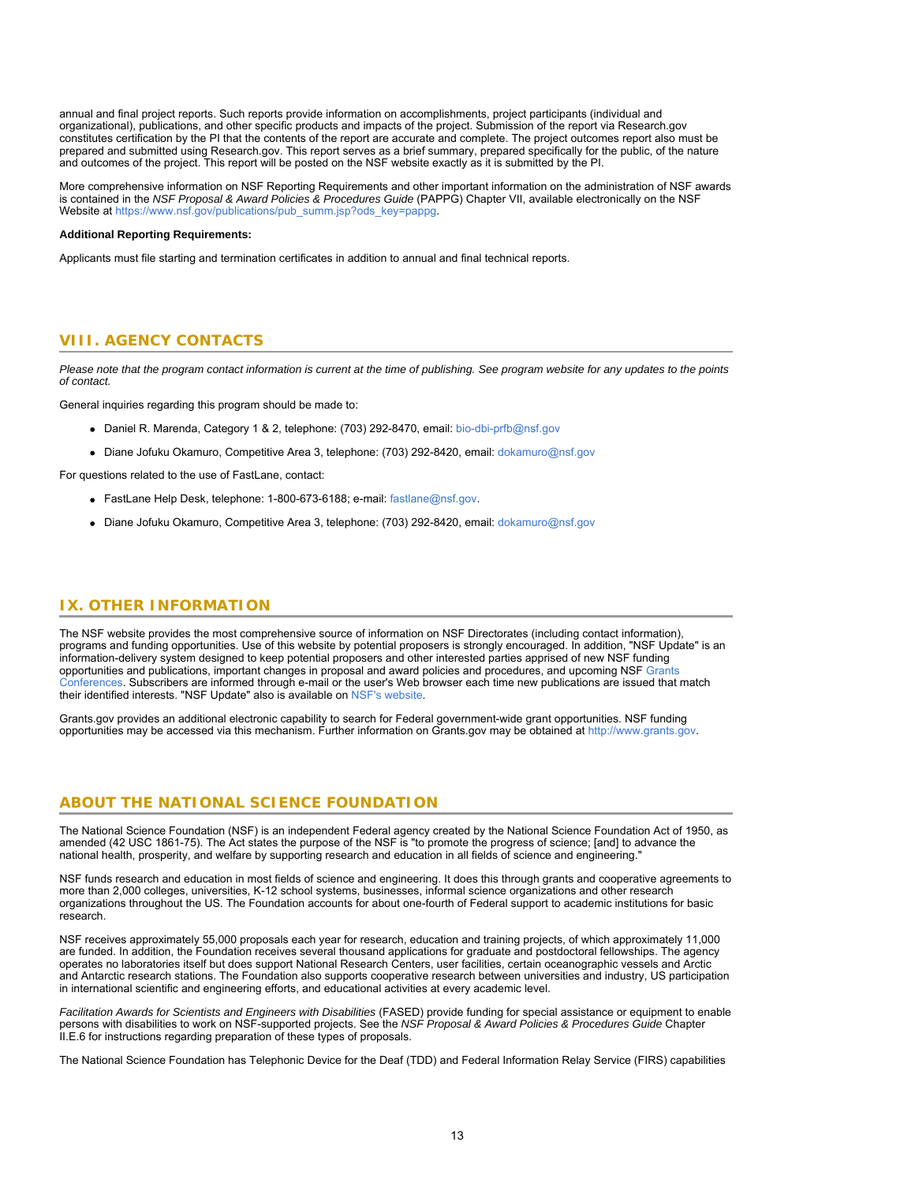annual and final project reports. Such reports provide information on accomplishments, project participants (individual and organizational), publications, and other specific products and impacts of the project. Submission of the report via Research.gov constitutes certification by the PI that the contents of the report are accurate and complete. The project outcomes report also must be prepared and submitted using Research.gov. This report serves as a brief summary, prepared specifically for the public, of the nature and outcomes of the project. This report will be posted on the NSF website exactly as it is submitted by the PI.

More comprehensive information on NSF Reporting Requirements and other important information on the administration of NSF awards is contained in the *NSF Proposal & Award Policies & Procedures Guide* (PAPPG) Chapter VII, available electronically on the NSF Website at https://www.nsf.gov/publications/pub_summ.jsp?ods_key=pappg.

**Additional Reporting Requirements:**

Applicants must file starting and termination certificates in addition to annual and final technical reports.

## VIII. AGENCY CONTACTS

*Please note that the program contact information is current at the time of publishing. See program website for any updates to the points of contact.*

General inquiries regarding this program should be made to:

- Daniel R. Marenda, Category 1 & 2, telephone: (703) 292-8470, email: bio-dbi-prfb@nsf.gov
- Diane Jofuku Okamuro, Competitive Area 3, telephone: (703) 292-8420, email: dokamuro@nsf.gov

For questions related to the use of FastLane, contact:

- FastLane Help Desk, telephone: 1-800-673-6188; e-mail: fastlane@nsf.gov.
- Diane Jofuku Okamuro, Competitive Area 3, telephone: (703) 292-8420, email: dokamuro@nsf.gov

## IX. OTHER INFORMATION

The NSF website provides the most comprehensive source of information on NSF Directorates (including contact information), programs and funding opportunities. Use of this website by potential proposers is strongly encouraged. In addition, "NSF Update" is an information-delivery system designed to keep potential proposers and other interested parties apprised of new NSF funding opportunities and publications, important changes in proposal and award policies and procedures, and upcoming NSF Grants Conferences. Subscribers are informed through e-mail or the user's Web browser each time new publications are issued that match their identified interests. "NSF Update" also is available on NSF's website.

Grants.gov provides an additional electronic capability to search for Federal government-wide grant opportunities. NSF funding opportunities may be accessed via this mechanism. Further information on Grants.gov may be obtained at http://www.grants.gov.

## ABOUT THE NATIONAL SCIENCE FOUNDATION

The National Science Foundation (NSF) is an independent Federal agency created by the National Science Foundation Act of 1950, as amended (42 USC 1861-75). The Act states the purpose of the NSF is "to promote the progress of science; [and] to advance the national health, prosperity, and welfare by supporting research and education in all fields of science and engineering."

NSF funds research and education in most fields of science and engineering. It does this through grants and cooperative agreements to more than 2,000 colleges, universities, K-12 school systems, businesses, informal science organizations and other research organizations throughout the US. The Foundation accounts for about one-fourth of Federal support to academic institutions for basic research.

NSF receives approximately 55,000 proposals each year for research, education and training projects, of which approximately 11,000 are funded. In addition, the Foundation receives several thousand applications for graduate and postdoctoral fellowships. The agency operates no laboratories itself but does support National Research Centers, user facilities, certain oceanographic vessels and Arctic and Antarctic research stations. The Foundation also supports cooperative research between universities and industry, US participation in international scientific and engineering efforts, and educational activities at every academic level.

*Facilitation Awards for Scientists and Engineers with Disabilities* (FASED) provide funding for special assistance or equipment to enable persons with disabilities to work on NSF-supported projects. See the *NSF Proposal & Award Policies & Procedures Guide* Chapter II.E.6 for instructions regarding preparation of these types of proposals.

The National Science Foundation has Telephonic Device for the Deaf (TDD) and Federal Information Relay Service (FIRS) capabilities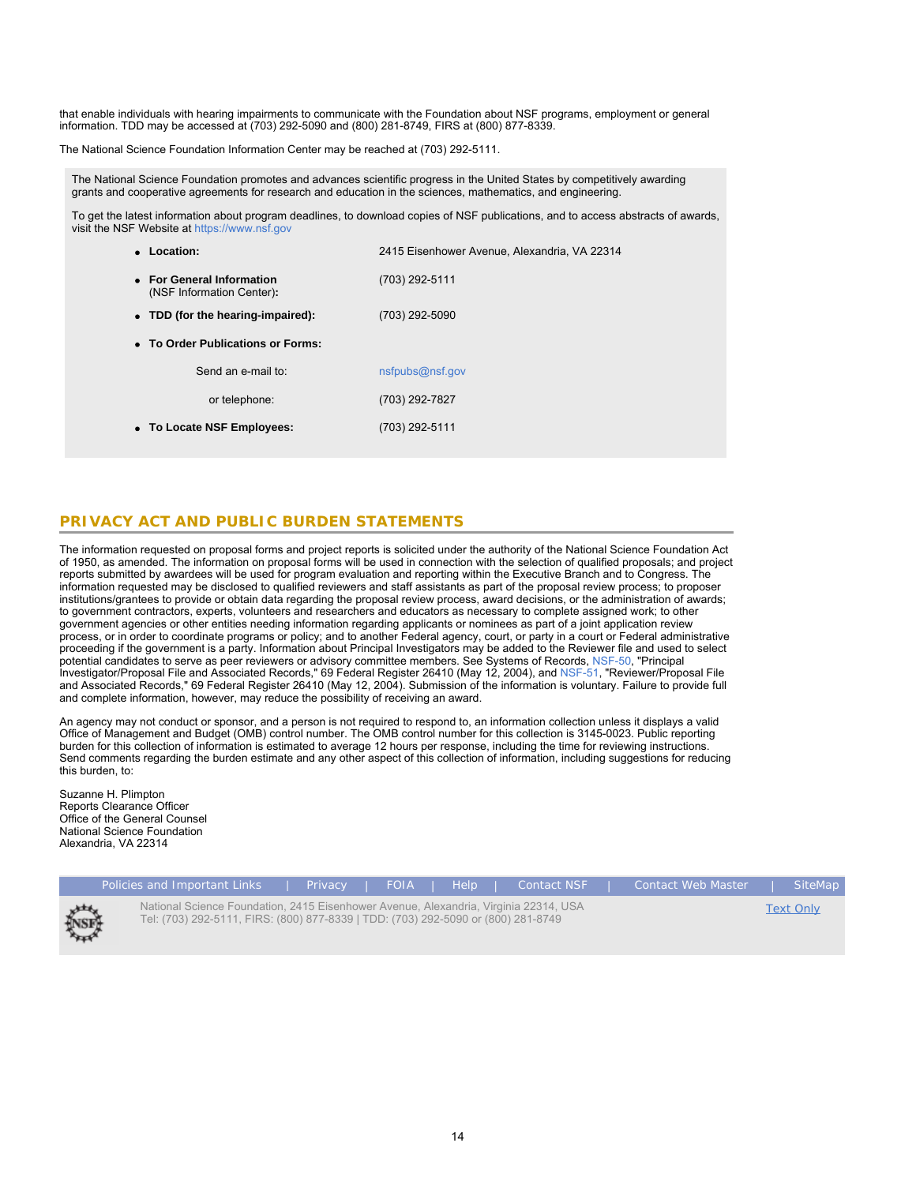that enable individuals with hearing impairments to communicate with the Foundation about NSF programs, employment or general information. TDD may be accessed at (703) 292-5090 and (800) 281-8749, FIRS at (800) 877-8339.

The National Science Foundation Information Center may be reached at (703) 292-5111.

The National Science Foundation promotes and advances scientific progress in the United States by competitively awarding grants and cooperative agreements for research and education in the sciences, mathematics, and engineering.

To get the latest information about program deadlines, to download copies of NSF publications, and to access abstracts of awards, visit the NSF Website at https://www.nsf.gov

- **Location:** 2415 Eisenhower Avenue, Alexandria, VA 22314
- **For General Information** (NSF Information Center)**:** (703) 292-5111
- **TDD (for the hearing-impaired):** (703) 292-5090
- **To Order Publications or Forms:**

  Send an e-mail to: nsfpubs@nsf.gov

  or telephone: (703) 292-7827
- **To Locate NSF Employees:** (703) 292-5111

## PRIVACY ACT AND PUBLIC BURDEN STATEMENTS

The information requested on proposal forms and project reports is solicited under the authority of the National Science Foundation Act of 1950, as amended. The information on proposal forms will be used in connection with the selection of qualified proposals; and project reports submitted by awardees will be used for program evaluation and reporting within the Executive Branch and to Congress. The information requested may be disclosed to qualified reviewers and staff assistants as part of the proposal review process; to proposer institutions/grantees to provide or obtain data regarding the proposal review process, award decisions, or the administration of awards; to government contractors, experts, volunteers and researchers and educators as necessary to complete assigned work; to other government agencies or other entities needing information regarding applicants or nominees as part of a joint application review process, or in order to coordinate programs or policy; and to another Federal agency, court, or party in a court or Federal administrative proceeding if the government is a party. Information about Principal Investigators may be added to the Reviewer file and used to select potential candidates to serve as peer reviewers or advisory committee members. See Systems of Records, NSF-50, "Principal Investigator/Proposal File and Associated Records," 69 Federal Register 26410 (May 12, 2004), and NSF-51, "Reviewer/Proposal File and Associated Records," 69 Federal Register 26410 (May 12, 2004). Submission of the information is voluntary. Failure to provide full and complete information, however, may reduce the possibility of receiving an award.

An agency may not conduct or sponsor, and a person is not required to respond to, an information collection unless it displays a valid Office of Management and Budget (OMB) control number. The OMB control number for this collection is 3145-0023. Public reporting burden for this collection of information is estimated to average 12 hours per response, including the time for reviewing instructions. Send comments regarding the burden estimate and any other aspect of this collection of information, including suggestions for reducing this burden, to:

Suzanne H. Plimpton
Reports Clearance Officer
Office of the General Counsel
National Science Foundation
Alexandria, VA 22314

Policies and Important Links | Privacy | FOIA | Help | Contact NSF | Contact Web Master | SiteMap

National Science Foundation, 2415 Eisenhower Avenue, Alexandria, Virginia 22314, USA
Tel: (703) 292-5111, FIRS: (800) 877-8339 | TDD: (703) 292-5090 or (800) 281-8749

Text Only